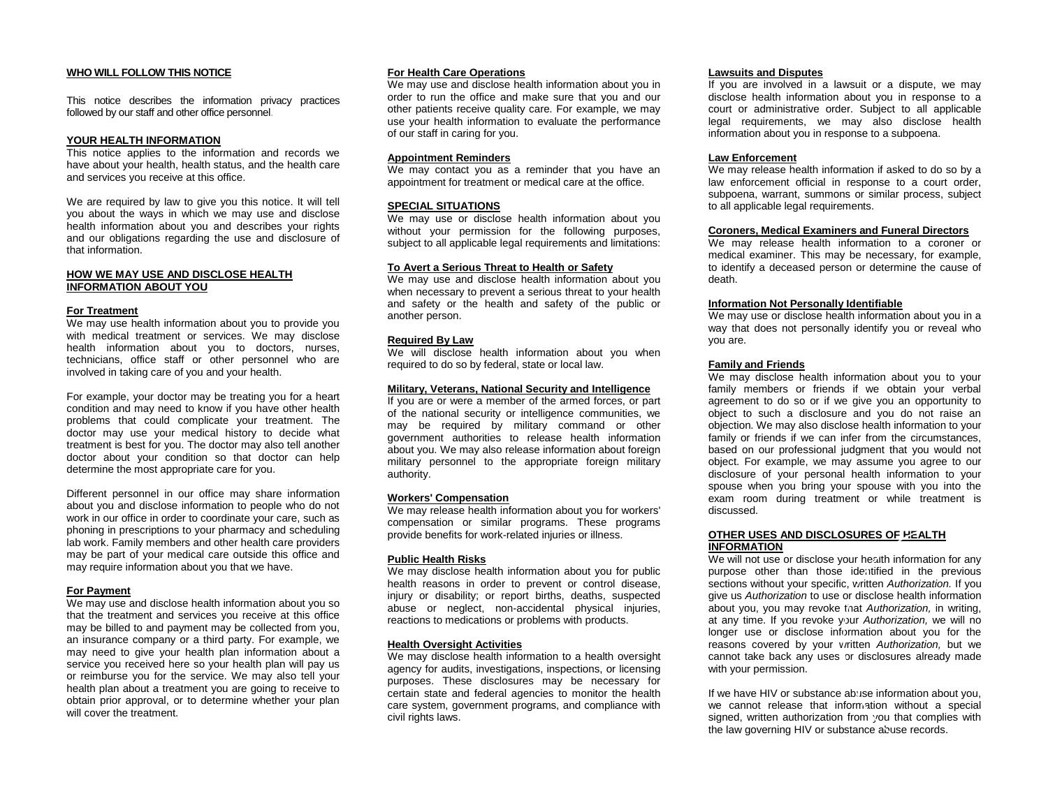## WHO WILL FOLLOW THIS NOTICE

This notice describes the information privacy practices followed by our staff and other office personnel.

## YOUR HEALTH INFORMATION

This notice applies to the information and records we have about your health, health status, and the health care and services you receive at this office.

We are required by law to give you this notice. It will tell you about the ways in which we may use and disclose health information about you and describes your rights and our obligations regarding the use and disclosure of that information.

## HOW WE MAY USE AND DISCLOSE HEALTH INFORMATION ABOUT YOU

### For Treatment

We may use health information about you to provide you with medical treatment or services. We may disclose health information about you to doctors, nurses, technicians, office staff or other personnel who are involved in taking care of you and your health.

For example, your doctor may be treating you for a heart condition and may need to know if you have other health problems that could complicate your treatment. The doctor may use your medical history to decide what treatment is best for you. The doctor may also tell another doctor about your condition so that doctor can help determine the most appropriate care for you.

Different personnel in our office may share information about you and disclose information to people who do not work in our office in order to coordinate your care, such as phoning in prescriptions to your pharmacy and scheduling lab work. Family members and other health care providers may be part of your medical care outside this office and may require information about you that we have.

### For Payment

We may use and disclose health information about you so that the treatment and services you receive at this office may be billed to and payment may be collected from you, an insurance company or a third party. For example, we may need to give your health plan information about a service you received here so your health plan will pay us or reimburse you for the service. We may also tell your health plan about a treatment you are going to receive to obtain prior approval, or to determine whether your plan will cover the treatment.

### For Health Care Operations

We may use and disclose health information about you in order to run the office and make sure that you and our other patients receive quality care. For example, we may use your health information to evaluate the performance of our staff in caring for you.

### Appointment Reminders

We may contact you as a reminder that you have an appointment for treatment or medical care at the office.

## SPECIAL SITUATIONS

We may use or disclose health information about you without your permission for the following purposes, subject to all applicable legal requirements and limitations:

### To Avert a Serious Threat to Health or Safety

We may use and disclose health information about you when necessary to prevent a serious threat to your health and safety or the health and safety of the public or another person.

### Required By Law

We will disclose health information about you when required to do so by federal, state or local law.

### Military, Veterans, National Security and Intelligence

If you are or were a member of the armed forces, or part of the national security or intelligence communities, we may be required by military command or other government authorities to release health information about you. We may also release information about foreign military personnel to the appropriate foreign military authority.

### Workers' Compensation

We may release health information about you for workers' compensation or similar programs. These programs provide benefits for work-related injuries or illness.

### Public Health Risks

We may disclose health information about you for public health reasons in order to prevent or control disease, injury or disability; or report births, deaths, suspected abuse or neglect, non-accidental physical injuries, reactions to medications or problems with products.

### Health Oversight Activities

We may disclose health information to a health oversight agency for audits, investigations, inspections, or licensing purposes. These disclosures may be necessary for certain state and federal agencies to monitor the health care system, government programs, and compliance with civil rights laws.

### Lawsuits and Disputes

If you are involved in a lawsuit or a dispute, we may disclose health information about you in response to a court or administrative order. Subject to all applicable legal requirements, we may also disclose health information about you in response to a subpoena.

### Law Enforcement

We may release health information if asked to do so by a law enforcement official in response to a court order, subpoena, warrant, summons or similar process, subject to all applicable legal requirements.

### Coroners, Medical Examiners and Funeral Directors

We may release health information to a coroner or medical examiner. This may be necessary, for example, to identify a deceased person or determine the cause of death.

### Information Not Personally Identifiable

We may use or disclose health information about you in a way that does not personally identify you or reveal who you are.

### Family and Friends

We may disclose health information about you to your family members or friends if we obtain your verbal agreement to do so or if we give you an opportunity to object to such a disclosure and you do not raise an objection. We may also disclose health information to your family or friends if we can infer from the circumstances, based on our professional judgment that you would not object. For example, we may assume you agree to our disclosure of your personal health information to your spouse when you bring your spouse with you into the exam room during treatment or while treatment is discussed.

## OTHER USES AND DISCLOSURES OF HEALTH INFORMATION

We will not use or disclose your health information for any purpose other than those identified in the previous sections without your specific, written *Authorization.* If you give us *Authorization* to use or disclose health information about you, you may revoke that *Authorization,* in writing, at any time. If you revoke your *Authorization,* we will no longer use or disclose information about you for the reasons covered by your written *Authorization,* but we cannot take back any uses or disclosures already made with your permission.

If we have HIV or substance abuse information about you, we cannot release that information without a special signed, written authorization from you that complies with the law governing HIV or substance abuse records.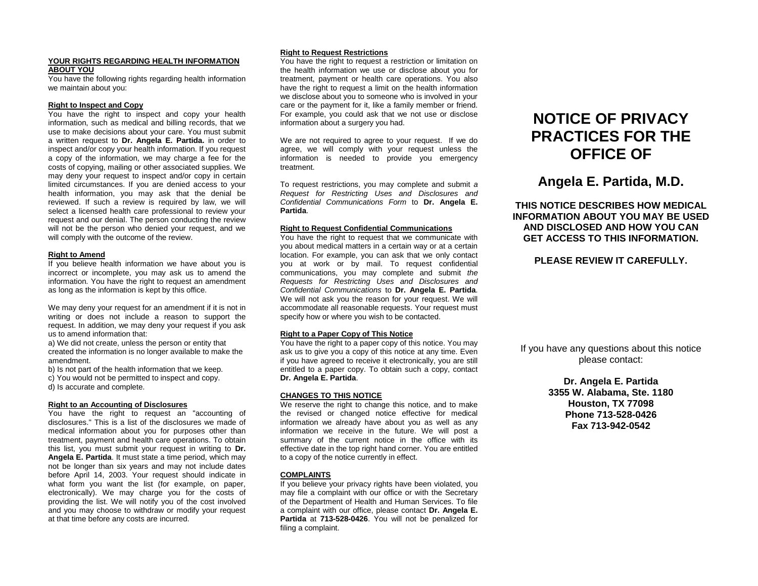**YOUR RIGHTS REGARDING HEALTH INFORMATION ABOUT YOU**

You have the following rights regarding health information we maintain about you:

**Right to Inspect and Copy**

You have the right to inspect and copy your health information, such as medical and billing records, that we use to make decisions about your care. You must submit a written request to **Dr. Angela E. Partida.** in order to inspect and/or copy your health information. If you request a copy of the information, we may charge a fee for the costs of copying, mailing or other associated supplies. We may deny your request to inspect and/or copy in certain limited circumstances. If you are denied access to your health information, you may ask that the denial be reviewed. If such a review is required by law, we will select a licensed health care professional to review your request and our denial. The person conducting the review will not be the person who denied your request, and we will comply with the outcome of the review.

**Right to Amend**

If you believe health information we have about you is incorrect or incomplete, you may ask us to amend the information. You have the right to request an amendment as long as the information is kept by this office.

We may deny your request for an amendment if it is not in writing or does not include a reason to support the request. In addition, we may deny your request if you ask us to amend information that:

a) We did not create, unless the person or entity that created the information is no longer available to make the amendment.
b) Is not part of the health information that we keep.
c) You would not be permitted to inspect and copy.
d) Is accurate and complete.

**Right to an Accounting of Disclosures**

You have the right to request an "accounting of disclosures." This is a list of the disclosures we made of medical information about you for purposes other than treatment, payment and health care operations. To obtain this list, you must submit your request in writing to **Dr. Angela E. Partida**. It must state a time period, which may not be longer than six years and may not include dates before April 14, 2003. Your request should indicate in what form you want the list (for example, on paper, electronically). We may charge you for the costs of providing the list. We will notify you of the cost involved and you may choose to withdraw or modify your request at that time before any costs are incurred.

**Right to Request Restrictions**

You have the right to request a restriction or limitation on the health information we use or disclose about you for treatment, payment or health care operations. You also have the right to request a limit on the health information we disclose about you to someone who is involved in your care or the payment for it, like a family member or friend. For example, you could ask that we not use or disclose information about a surgery you had.

We are not required to agree to your request. If we do agree, we will comply with your request unless the information is needed to provide you emergency treatment.

To request restrictions, you may complete and submit *a Request for Restricting Uses and Disclosures and Confidential Communications Form* to **Dr. Angela E. Partida**.

**Right to Request Confidential Communications**

You have the right to request that we communicate with you about medical matters in a certain way or at a certain location. For example, you can ask that we only contact you at work or by mail. To request confidential communications, you may complete and submit *the Requests for Restricting Uses and Disclosures and Confidential Communications* to **Dr. Angela E. Partida**. We will not ask you the reason for your request. We will accommodate all reasonable requests. Your request must specify how or where you wish to be contacted.

**Right to a Paper Copy of This Notice**

You have the right to a paper copy of this notice. You may ask us to give you a copy of this notice at any time. Even if you have agreed to receive it electronically, you are still entitled to a paper copy. To obtain such a copy, contact **Dr. Angela E. Partida**.

**CHANGES TO THIS NOTICE**

We reserve the right to change this notice, and to make the revised or changed notice effective for medical information we already have about you as well as any information we receive in the future. We will post a summary of the current notice in the office with its effective date in the top right hand corner. You are entitled to a copy of the notice currently in effect.

**COMPLAINTS**

If you believe your privacy rights have been violated, you may file a complaint with our office or with the Secretary of the Department of Health and Human Services. To file a complaint with our office, please contact **Dr. Angela E. Partida** at **713-528-0426**. You will not be penalized for filing a complaint.

# NOTICE OF PRIVACY PRACTICES FOR THE OFFICE OF

## Angela E. Partida, M.D.

**THIS NOTICE DESCRIBES HOW MEDICAL INFORMATION ABOUT YOU MAY BE USED AND DISCLOSED AND HOW YOU CAN GET ACCESS TO THIS INFORMATION.**

**PLEASE REVIEW IT CAREFULLY.**

If you have any questions about this notice please contact:

**Dr. Angela E. Partida**
**3355 W. Alabama, Ste. 1180**
**Houston, TX 77098**
**Phone 713-528-0426**
**Fax 713-942-0542**